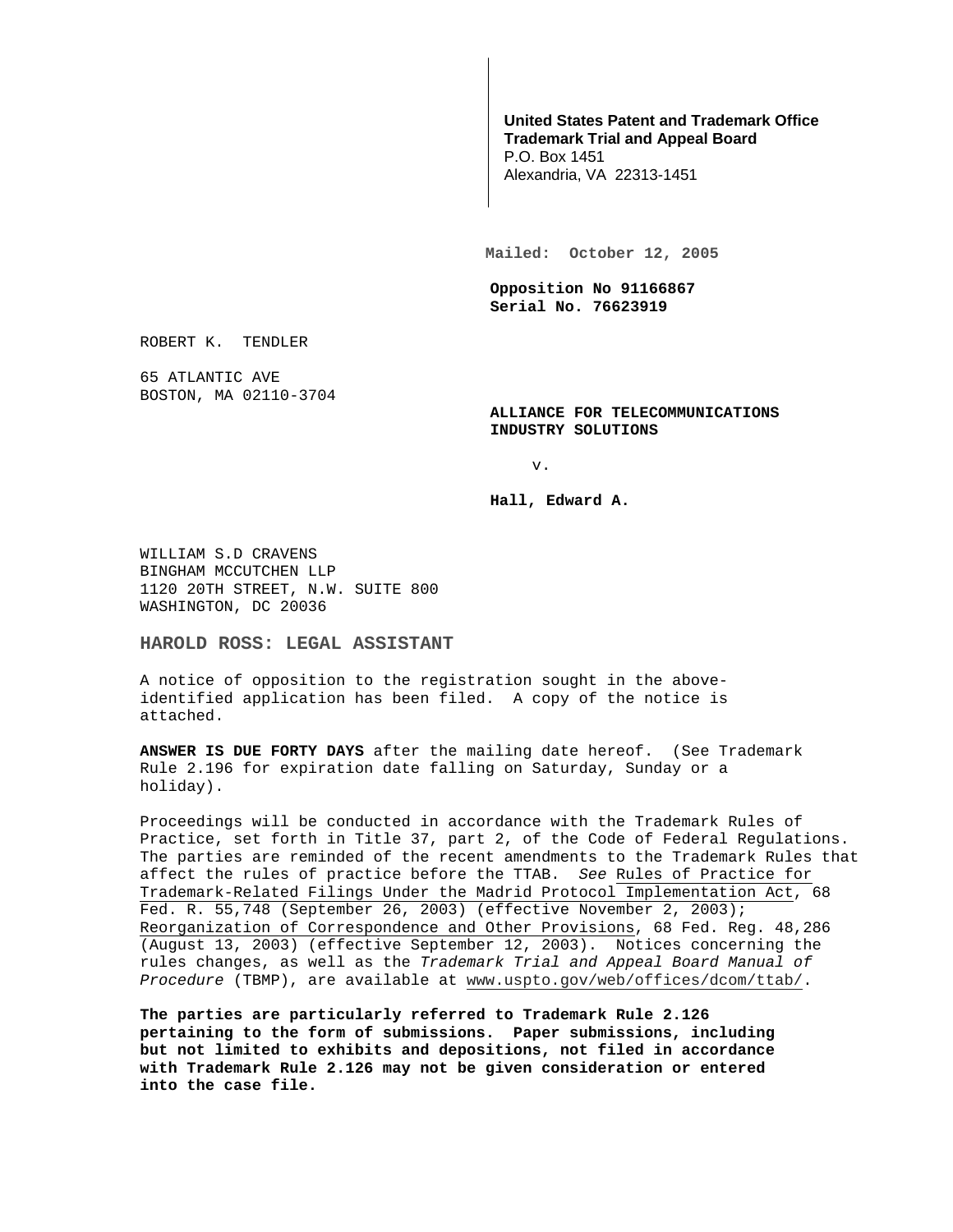**United States Patent and Trademark Office**
**Trademark Trial and Appeal Board**
P.O. Box 1451
Alexandria, VA 22313-1451

**Mailed: October 12, 2005**

**Opposition No 91166867**
**Serial No. 76623919**

ROBERT K. TENDLER

65 ATLANTIC AVE
BOSTON, MA 02110-3704

**ALLIANCE FOR TELECOMMUNICATIONS INDUSTRY SOLUTIONS**

v.

**Hall, Edward A.**

WILLIAM S.D CRAVENS
BINGHAM MCCUTCHEN LLP
1120 20TH STREET, N.W. SUITE 800
WASHINGTON, DC 20036

## HAROLD ROSS: LEGAL ASSISTANT

A notice of opposition to the registration sought in the above-identified application has been filed. A copy of the notice is attached.

**ANSWER IS DUE FORTY DAYS** after the mailing date hereof. (See Trademark Rule 2.196 for expiration date falling on Saturday, Sunday or a holiday).

Proceedings will be conducted in accordance with the Trademark Rules of Practice, set forth in Title 37, part 2, of the Code of Federal Regulations. The parties are reminded of the recent amendments to the Trademark Rules that affect the rules of practice before the TTAB. *See* Rules of Practice for Trademark-Related Filings Under the Madrid Protocol Implementation Act, 68 Fed. R. 55,748 (September 26, 2003) (effective November 2, 2003); Reorganization of Correspondence and Other Provisions, 68 Fed. Reg. 48,286 (August 13, 2003) (effective September 12, 2003). Notices concerning the rules changes, as well as the *Trademark Trial and Appeal Board Manual of Procedure* (TBMP), are available at www.uspto.gov/web/offices/dcom/ttab/.

**The parties are particularly referred to Trademark Rule 2.126 pertaining to the form of submissions. Paper submissions, including but not limited to exhibits and depositions, not filed in accordance with Trademark Rule 2.126 may not be given consideration or entered into the case file.**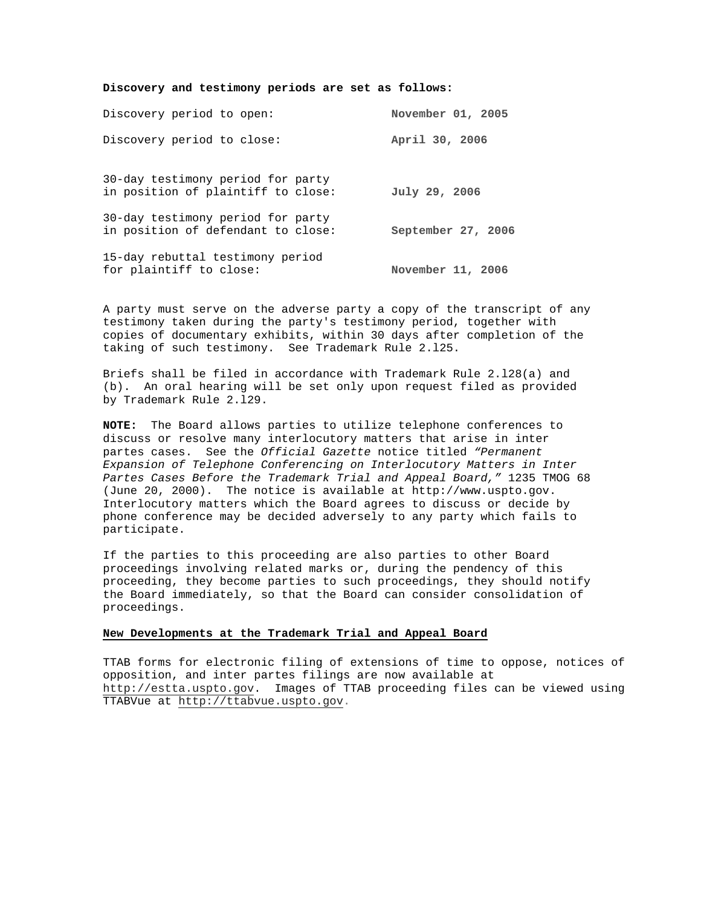**Discovery and testimony periods are set as follows:**

| | |
|---|---|
| Discovery period to open: | **November 01, 2005** |
| Discovery period to close: | **April 30, 2006** |
| 30-day testimony period for party in position of plaintiff to close: | **July 29, 2006** |
| 30-day testimony period for party in position of defendant to close: | **September 27, 2006** |
| 15-day rebuttal testimony period for plaintiff to close: | **November 11, 2006** |

A party must serve on the adverse party a copy of the transcript of any testimony taken during the party's testimony period, together with copies of documentary exhibits, within 30 days after completion of the taking of such testimony. See Trademark Rule 2.l25.

Briefs shall be filed in accordance with Trademark Rule 2.l28(a) and (b). An oral hearing will be set only upon request filed as provided by Trademark Rule 2.l29.

**NOTE:** The Board allows parties to utilize telephone conferences to discuss or resolve many interlocutory matters that arise in inter partes cases. See the *Official Gazette* notice titled *"Permanent Expansion of Telephone Conferencing on Interlocutory Matters in Inter Partes Cases Before the Trademark Trial and Appeal Board,"* 1235 TMOG 68 (June 20, 2000). The notice is available at http://www.uspto.gov. Interlocutory matters which the Board agrees to discuss or decide by phone conference may be decided adversely to any party which fails to participate.

If the parties to this proceeding are also parties to other Board proceedings involving related marks or, during the pendency of this proceeding, they become parties to such proceedings, they should notify the Board immediately, so that the Board can consider consolidation of proceedings.

**New Developments at the Trademark Trial and Appeal Board**

TTAB forms for electronic filing of extensions of time to oppose, notices of opposition, and inter partes filings are now available at http://estta.uspto.gov. Images of TTAB proceeding files can be viewed using TTABVue at http://ttabvue.uspto.gov.